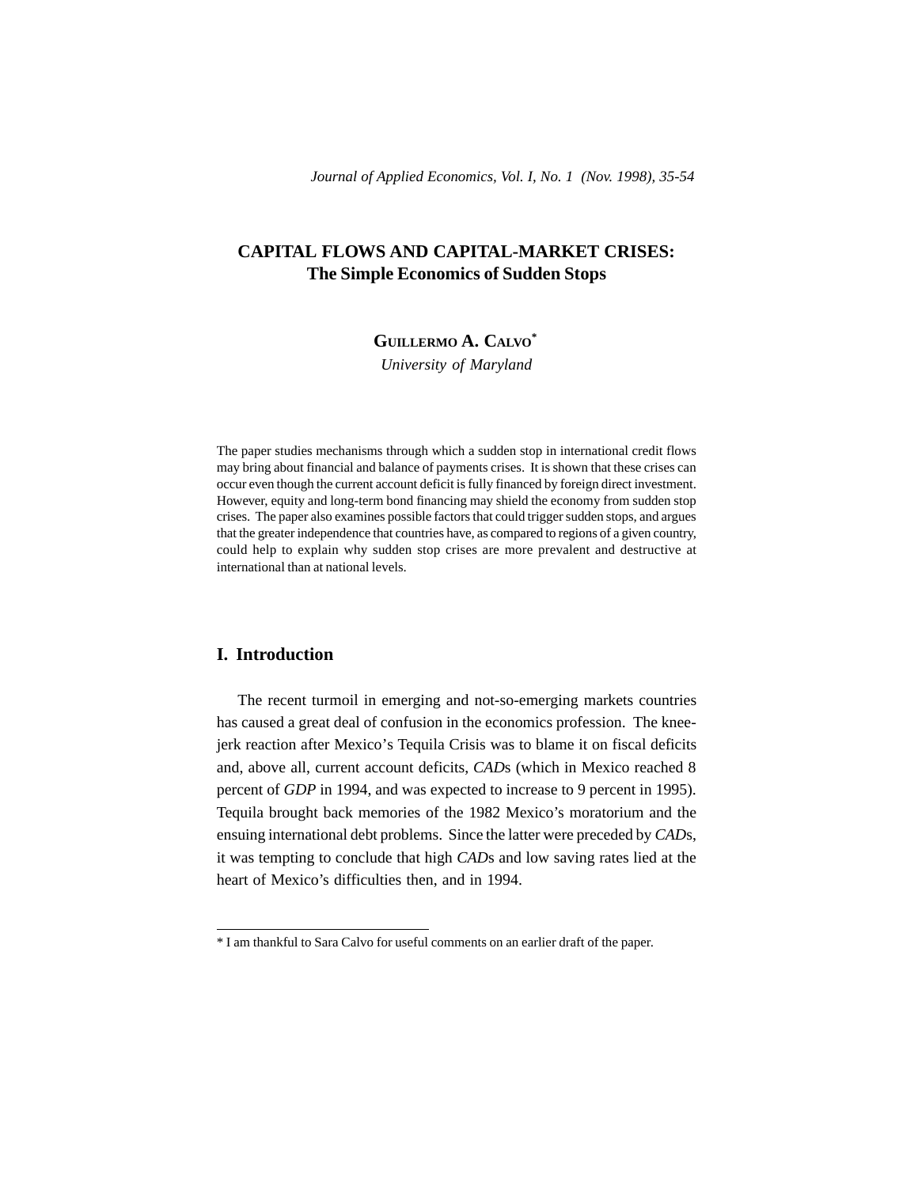# CAPITAL FLOWS AND CAPITAL-MARKET CRISES: The Simple Economics of Sudden Stops

**GUILLERMO A. CALVO***

*University of Maryland*

The paper studies mechanisms through which a sudden stop in international credit flows may bring about financial and balance of payments crises. It is shown that these crises can occur even though the current account deficit is fully financed by foreign direct investment. However, equity and long-term bond financing may shield the economy from sudden stop crises. The paper also examines possible factors that could trigger sudden stops, and argues that the greater independence that countries have, as compared to regions of a given country, could help to explain why sudden stop crises are more prevalent and destructive at international than at national levels.

## I. Introduction

The recent turmoil in emerging and not-so-emerging markets countries has caused a great deal of confusion in the economics profession. The knee-jerk reaction after Mexico's Tequila Crisis was to blame it on fiscal deficits and, above all, current account deficits, *CAD*s (which in Mexico reached 8 percent of *GDP* in 1994, and was expected to increase to 9 percent in 1995). Tequila brought back memories of the 1982 Mexico's moratorium and the ensuing international debt problems. Since the latter were preceded by *CAD*s, it was tempting to conclude that high *CAD*s and low saving rates lied at the heart of Mexico's difficulties then, and in 1994.

---

* I am thankful to Sara Calvo for useful comments on an earlier draft of the paper.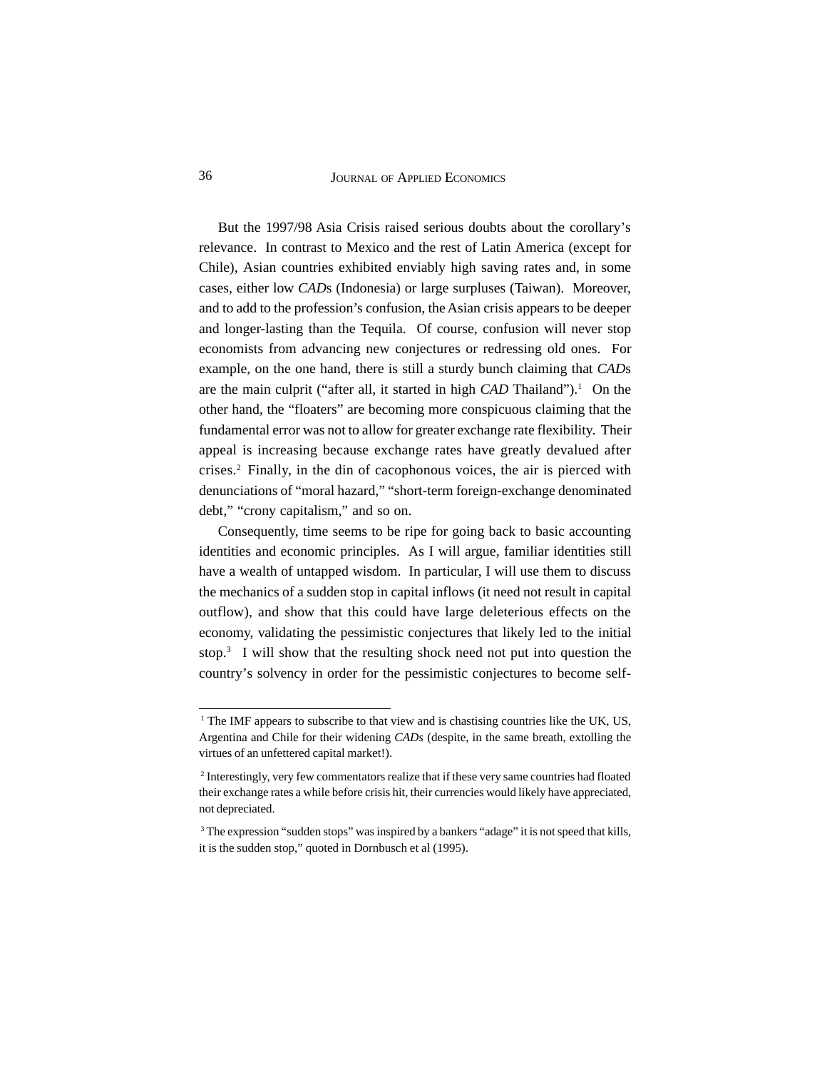But the 1997/98 Asia Crisis raised serious doubts about the corollary's relevance. In contrast to Mexico and the rest of Latin America (except for Chile), Asian countries exhibited enviably high saving rates and, in some cases, either low *CAD*s (Indonesia) or large surpluses (Taiwan). Moreover, and to add to the profession's confusion, the Asian crisis appears to be deeper and longer-lasting than the Tequila. Of course, confusion will never stop economists from advancing new conjectures or redressing old ones. For example, on the one hand, there is still a sturdy bunch claiming that *CAD*s are the main culprit ("after all, it started in high *CAD* Thailand").[1] On the other hand, the "floaters" are becoming more conspicuous claiming that the fundamental error was not to allow for greater exchange rate flexibility. Their appeal is increasing because exchange rates have greatly devalued after crises.[2] Finally, in the din of cacophonous voices, the air is pierced with denunciations of "moral hazard," "short-term foreign-exchange denominated debt," "crony capitalism," and so on.

Consequently, time seems to be ripe for going back to basic accounting identities and economic principles. As I will argue, familiar identities still have a wealth of untapped wisdom. In particular, I will use them to discuss the mechanics of a sudden stop in capital inflows (it need not result in capital outflow), and show that this could have large deleterious effects on the economy, validating the pessimistic conjectures that likely led to the initial stop.[3] I will show that the resulting shock need not put into question the country's solvency in order for the pessimistic conjectures to become self-

---

[1] The IMF appears to subscribe to that view and is chastising countries like the UK, US, Argentina and Chile for their widening *CADs* (despite, in the same breath, extolling the virtues of an unfettered capital market!).

[2] Interestingly, very few commentators realize that if these very same countries had floated their exchange rates a while before crisis hit, their currencies would likely have appreciated, not depreciated.

[3] The expression "sudden stops" was inspired by a bankers "adage" it is not speed that kills, it is the sudden stop," quoted in Dornbusch et al (1995).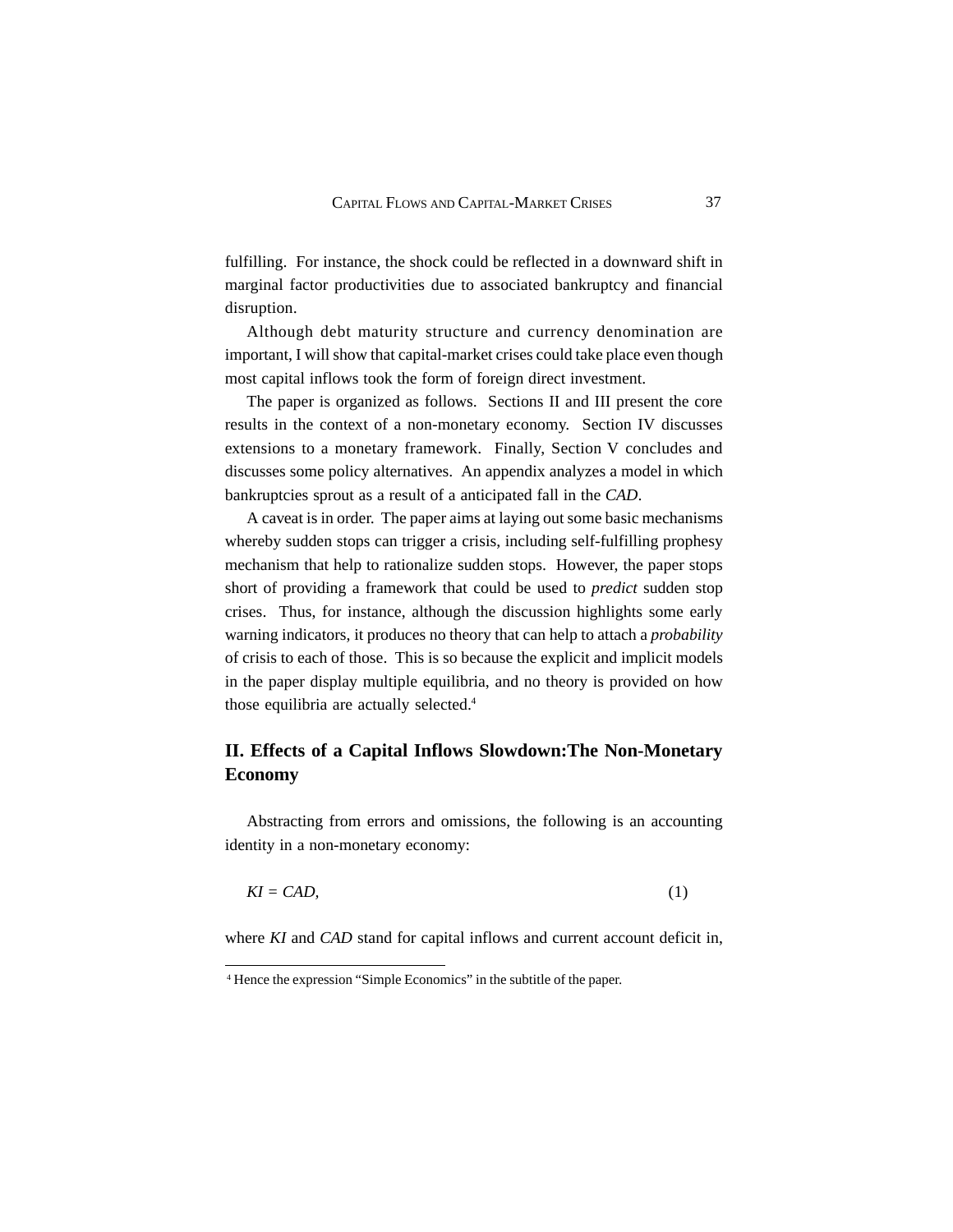fulfilling. For instance, the shock could be reflected in a downward shift in marginal factor productivities due to associated bankruptcy and financial disruption.

Although debt maturity structure and currency denomination are important, I will show that capital-market crises could take place even though most capital inflows took the form of foreign direct investment.

The paper is organized as follows. Sections II and III present the core results in the context of a non-monetary economy. Section IV discusses extensions to a monetary framework. Finally, Section V concludes and discusses some policy alternatives. An appendix analyzes a model in which bankruptcies sprout as a result of a anticipated fall in the *CAD*.

A caveat is in order. The paper aims at laying out some basic mechanisms whereby sudden stops can trigger a crisis, including self-fulfilling prophesy mechanism that help to rationalize sudden stops. However, the paper stops short of providing a framework that could be used to *predict* sudden stop crises. Thus, for instance, although the discussion highlights some early warning indicators, it produces no theory that can help to attach a *probability* of crisis to each of those. This is so because the explicit and implicit models in the paper display multiple equilibria, and no theory is provided on how those equilibria are actually selected.[4]

## II. Effects of a Capital Inflows Slowdown:The Non-Monetary Economy

Abstracting from errors and omissions, the following is an accounting identity in a non-monetary economy:

$$KI = CAD, \tag{1}$$

where *KI* and *CAD* stand for capital inflows and current account deficit in,

[4] Hence the expression "Simple Economics" in the subtitle of the paper.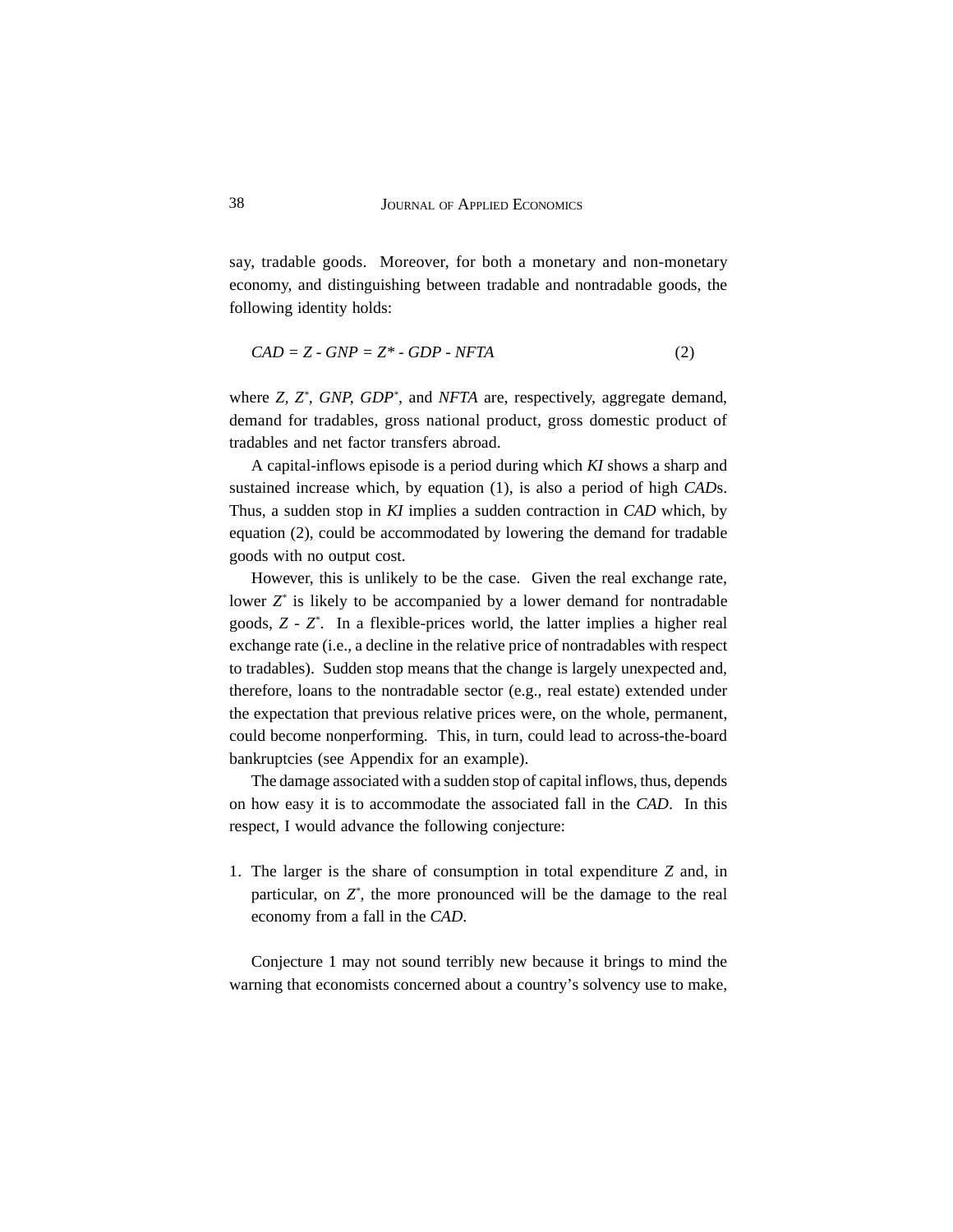say, tradable goods. Moreover, for both a monetary and non-monetary economy, and distinguishing between tradable and nontradable goods, the following identity holds:

$$CAD = Z - GNP = Z^* - GDP - NFTA \tag{2}$$

where $Z$, $Z^*$, $GNP$, $GDP^*$, and $NFTA$ are, respectively, aggregate demand, demand for tradables, gross national product, gross domestic product of tradables and net factor transfers abroad.

A capital-inflows episode is a period during which *KI* shows a sharp and sustained increase which, by equation (1), is also a period of high *CAD*s. Thus, a sudden stop in *KI* implies a sudden contraction in *CAD* which, by equation (2), could be accommodated by lowering the demand for tradable goods with no output cost.

However, this is unlikely to be the case. Given the real exchange rate, lower $Z^*$ is likely to be accompanied by a lower demand for nontradable goods, $Z - Z^*$. In a flexible-prices world, the latter implies a higher real exchange rate (i.e., a decline in the relative price of nontradables with respect to tradables). Sudden stop means that the change is largely unexpected and, therefore, loans to the nontradable sector (e.g., real estate) extended under the expectation that previous relative prices were, on the whole, permanent, could become nonperforming. This, in turn, could lead to across-the-board bankruptcies (see Appendix for an example).

The damage associated with a sudden stop of capital inflows, thus, depends on how easy it is to accommodate the associated fall in the *CAD*. In this respect, I would advance the following conjecture:

1. The larger is the share of consumption in total expenditure $Z$ and, in particular, on $Z^*$, the more pronounced will be the damage to the real economy from a fall in the *CAD*.

Conjecture 1 may not sound terribly new because it brings to mind the warning that economists concerned about a country's solvency use to make,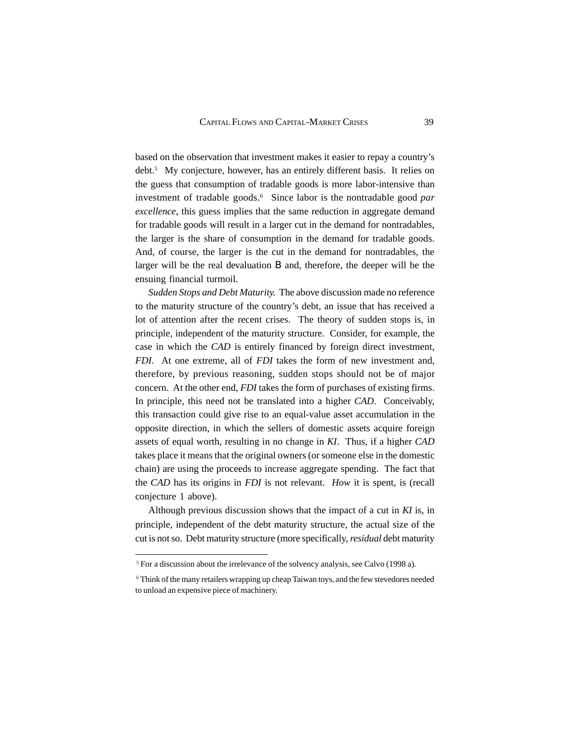based on the observation that investment makes it easier to repay a country's debt.[5] My conjecture, however, has an entirely different basis. It relies on the guess that consumption of tradable goods is more labor-intensive than investment of tradable goods.[6] Since labor is the nontradable good *par excellence*, this guess implies that the same reduction in aggregate demand for tradable goods will result in a larger cut in the demand for nontradables, the larger is the share of consumption in the demand for tradable goods. And, of course, the larger is the cut in the demand for nontradables, the larger will be the real devaluation B and, therefore, the deeper will be the ensuing financial turmoil.

*Sudden Stops and Debt Maturity.* The above discussion made no reference to the maturity structure of the country's debt, an issue that has received a lot of attention after the recent crises. The theory of sudden stops is, in principle, independent of the maturity structure. Consider, for example, the case in which the *CAD* is entirely financed by foreign direct investment, *FDI*. At one extreme, all of *FDI* takes the form of new investment and, therefore, by previous reasoning, sudden stops should not be of major concern. At the other end, *FDI* takes the form of purchases of existing firms. In principle, this need not be translated into a higher *CAD*. Conceivably, this transaction could give rise to an equal-value asset accumulation in the opposite direction, in which the sellers of domestic assets acquire foreign assets of equal worth, resulting in no change in *KI*. Thus, if a higher *CAD* takes place it means that the original owners (or someone else in the domestic chain) are using the proceeds to increase aggregate spending. The fact that the *CAD* has its origins in *FDI* is not relevant. *How* it is spent, is (recall conjecture 1 above).

Although previous discussion shows that the impact of a cut in *KI* is, in principle, independent of the debt maturity structure, the actual size of the cut is not so. Debt maturity structure (more specifically, *residual* debt maturity

[5] For a discussion about the irrelevance of the solvency analysis, see Calvo (1998 a).

[6] Think of the many retailers wrapping up cheap Taiwan toys, and the few stevedores needed to unload an expensive piece of machinery.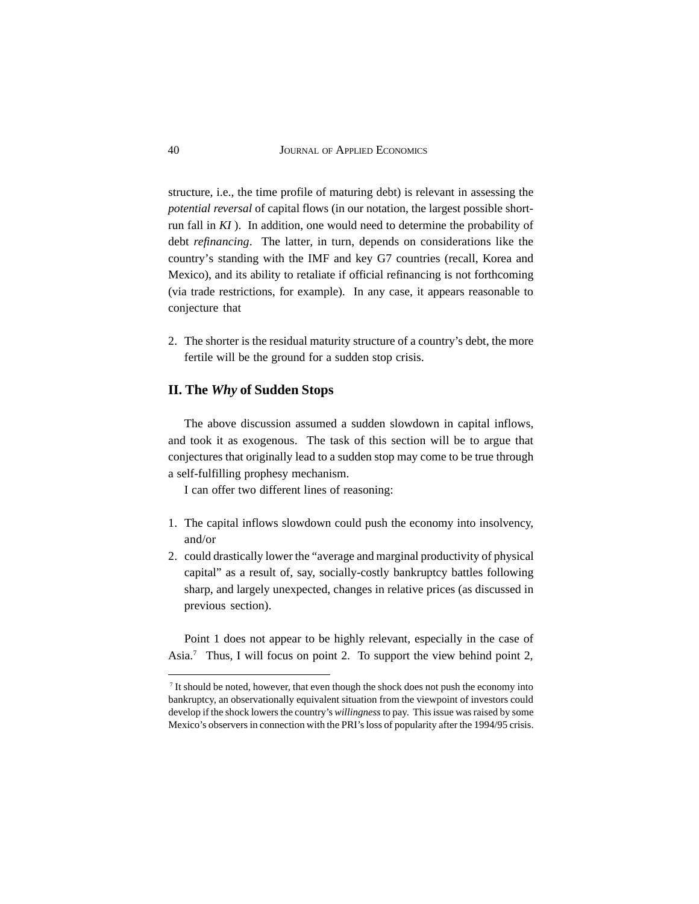structure, i.e., the time profile of maturing debt) is relevant in assessing the *potential reversal* of capital flows (in our notation, the largest possible short-run fall in *KI* ). In addition, one would need to determine the probability of debt *refinancing*. The latter, in turn, depends on considerations like the country's standing with the IMF and key G7 countries (recall, Korea and Mexico), and its ability to retaliate if official refinancing is not forthcoming (via trade restrictions, for example). In any case, it appears reasonable to conjecture that

2. The shorter is the residual maturity structure of a country's debt, the more fertile will be the ground for a sudden stop crisis.

## II. The *Why* of Sudden Stops

The above discussion assumed a sudden slowdown in capital inflows, and took it as exogenous. The task of this section will be to argue that conjectures that originally lead to a sudden stop may come to be true through a self-fulfilling prophesy mechanism.

I can offer two different lines of reasoning:

1. The capital inflows slowdown could push the economy into insolvency, and/or
2. could drastically lower the "average and marginal productivity of physical capital" as a result of, say, socially-costly bankruptcy battles following sharp, and largely unexpected, changes in relative prices (as discussed in previous section).

Point 1 does not appear to be highly relevant, especially in the case of Asia.[7] Thus, I will focus on point 2. To support the view behind point 2,

[7] It should be noted, however, that even though the shock does not push the economy into bankruptcy, an observationally equivalent situation from the viewpoint of investors could develop if the shock lowers the country's *willingness* to pay. This issue was raised by some Mexico's observers in connection with the PRI's loss of popularity after the 1994/95 crisis.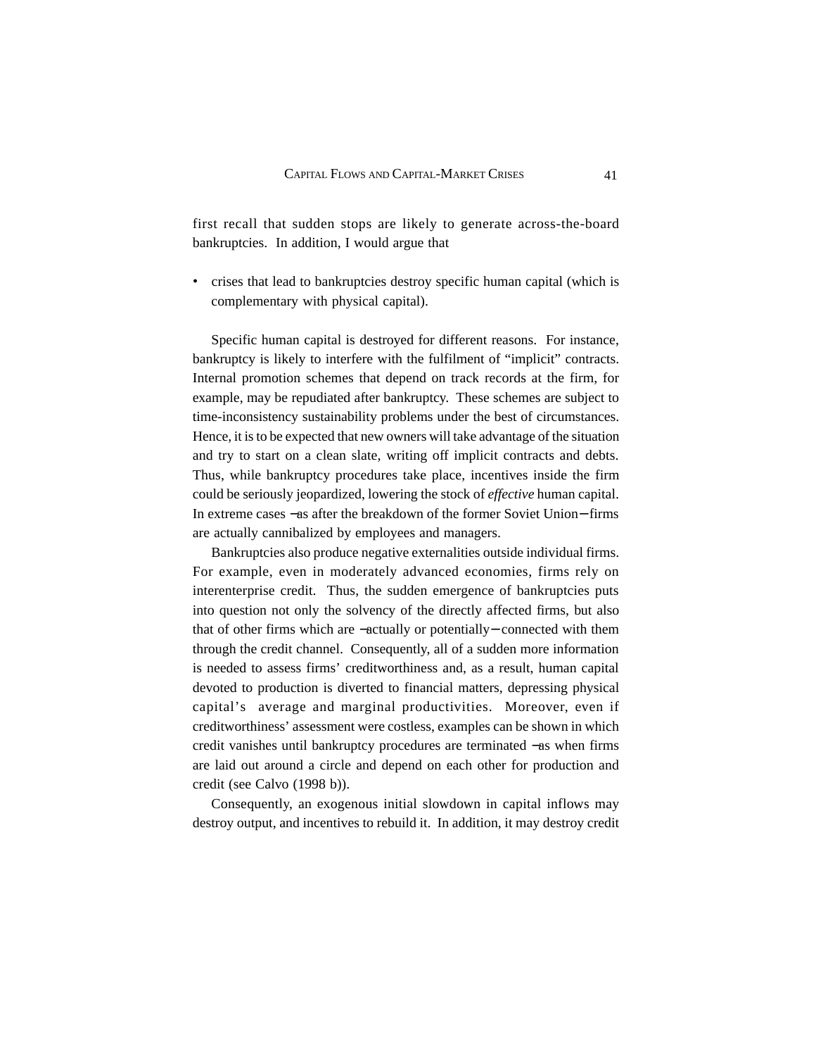first recall that sudden stops are likely to generate across-the-board bankruptcies. In addition, I would argue that

- crises that lead to bankruptcies destroy specific human capital (which is complementary with physical capital).

Specific human capital is destroyed for different reasons. For instance, bankruptcy is likely to interfere with the fulfilment of "implicit" contracts. Internal promotion schemes that depend on track records at the firm, for example, may be repudiated after bankruptcy. These schemes are subject to time-inconsistency sustainability problems under the best of circumstances. Hence, it is to be expected that new owners will take advantage of the situation and try to start on a clean slate, writing off implicit contracts and debts. Thus, while bankruptcy procedures take place, incentives inside the firm could be seriously jeopardized, lowering the stock of *effective* human capital. In extreme cases −as after the breakdown of the former Soviet Union− firms are actually cannibalized by employees and managers.

Bankruptcies also produce negative externalities outside individual firms. For example, even in moderately advanced economies, firms rely on interenterprise credit. Thus, the sudden emergence of bankruptcies puts into question not only the solvency of the directly affected firms, but also that of other firms which are −actually or potentially− connected with them through the credit channel. Consequently, all of a sudden more information is needed to assess firms' creditworthiness and, as a result, human capital devoted to production is diverted to financial matters, depressing physical capital's average and marginal productivities. Moreover, even if creditworthiness' assessment were costless, examples can be shown in which credit vanishes until bankruptcy procedures are terminated −as when firms are laid out around a circle and depend on each other for production and credit (see Calvo (1998 b)).

Consequently, an exogenous initial slowdown in capital inflows may destroy output, and incentives to rebuild it. In addition, it may destroy credit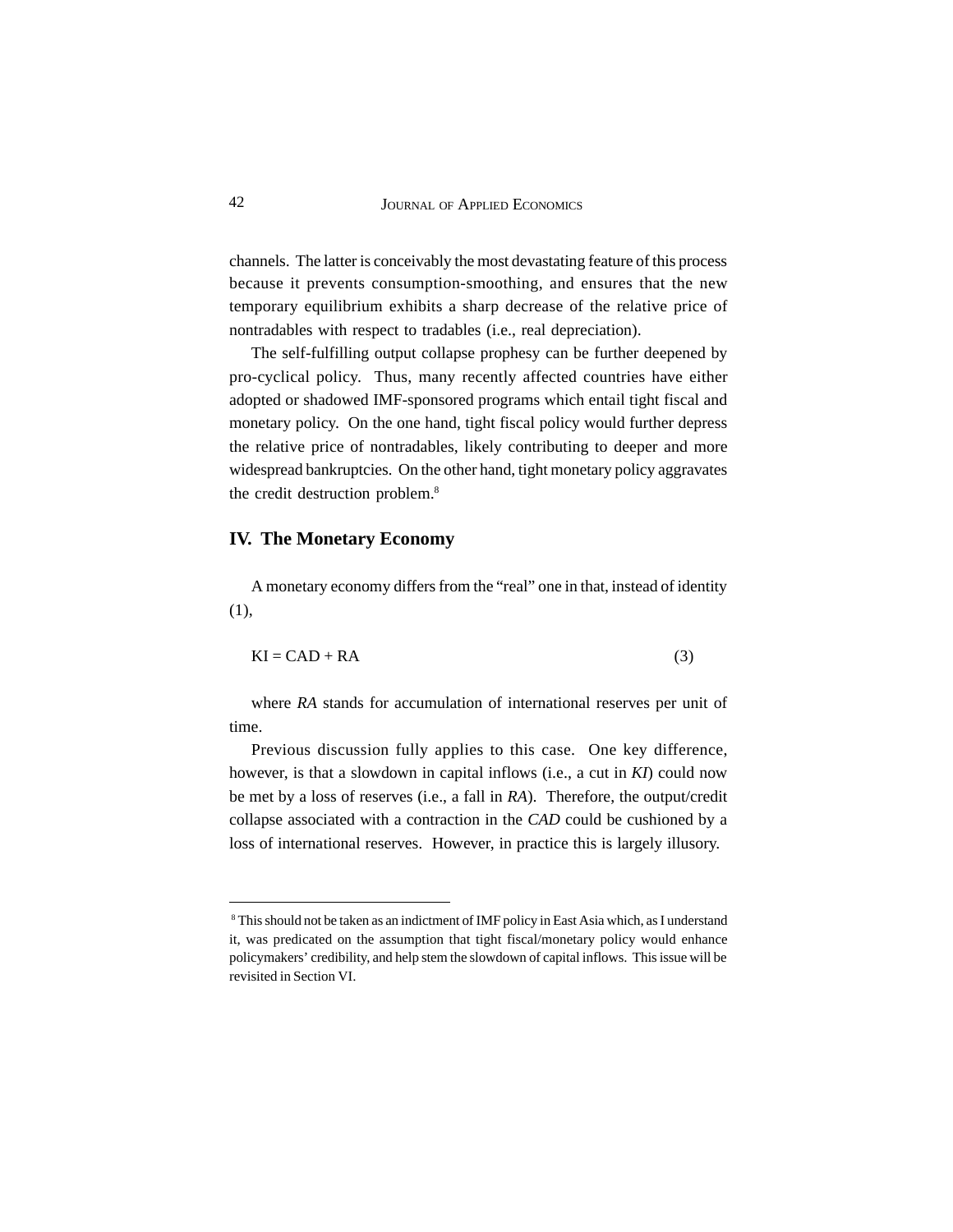channels. The latter is conceivably the most devastating feature of this process because it prevents consumption-smoothing, and ensures that the new temporary equilibrium exhibits a sharp decrease of the relative price of nontradables with respect to tradables (i.e., real depreciation).

The self-fulfilling output collapse prophesy can be further deepened by pro-cyclical policy. Thus, many recently affected countries have either adopted or shadowed IMF-sponsored programs which entail tight fiscal and monetary policy. On the one hand, tight fiscal policy would further depress the relative price of nontradables, likely contributing to deeper and more widespread bankruptcies. On the other hand, tight monetary policy aggravates the credit destruction problem.[8]

## IV. The Monetary Economy

A monetary economy differs from the "real" one in that, instead of identity (1),

$$KI = CAD + RA \tag{3}$$

where *RA* stands for accumulation of international reserves per unit of time.

Previous discussion fully applies to this case. One key difference, however, is that a slowdown in capital inflows (i.e., a cut in *KI*) could now be met by a loss of reserves (i.e., a fall in *RA*). Therefore, the output/credit collapse associated with a contraction in the *CAD* could be cushioned by a loss of international reserves. However, in practice this is largely illusory.

---

[8] This should not be taken as an indictment of IMF policy in East Asia which, as I understand it, was predicated on the assumption that tight fiscal/monetary policy would enhance policymakers' credibility, and help stem the slowdown of capital inflows. This issue will be revisited in Section VI.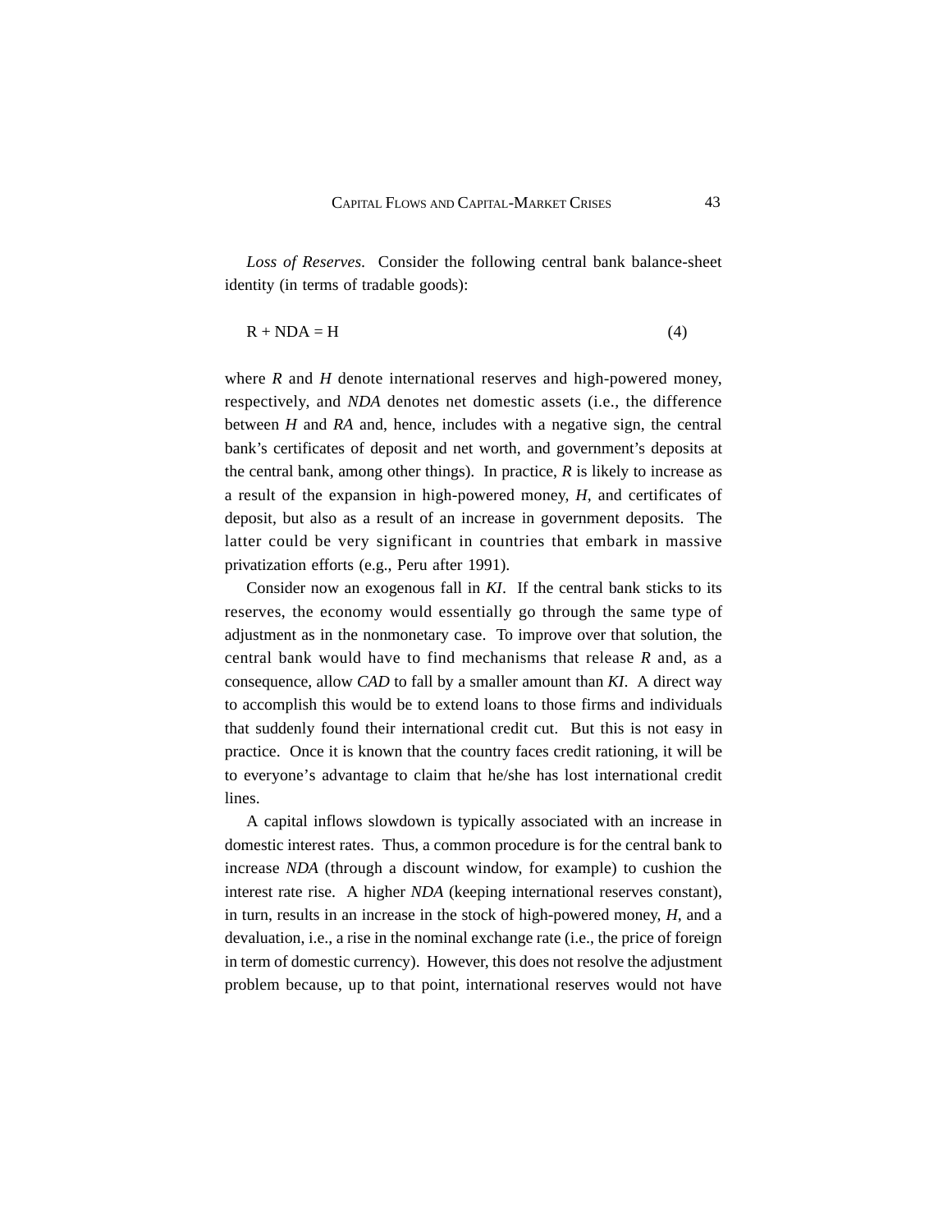*Loss of Reserves.* Consider the following central bank balance-sheet identity (in terms of tradable goods):

$$R + NDA = H \tag{4}$$

where *R* and *H* denote international reserves and high-powered money, respectively, and *NDA* denotes net domestic assets (i.e., the difference between *H* and *RA* and, hence, includes with a negative sign, the central bank's certificates of deposit and net worth, and government's deposits at the central bank, among other things). In practice, *R* is likely to increase as a result of the expansion in high-powered money, *H*, and certificates of deposit, but also as a result of an increase in government deposits. The latter could be very significant in countries that embark in massive privatization efforts (e.g., Peru after 1991).

Consider now an exogenous fall in *KI*. If the central bank sticks to its reserves, the economy would essentially go through the same type of adjustment as in the nonmonetary case. To improve over that solution, the central bank would have to find mechanisms that release *R* and, as a consequence, allow *CAD* to fall by a smaller amount than *KI*. A direct way to accomplish this would be to extend loans to those firms and individuals that suddenly found their international credit cut. But this is not easy in practice. Once it is known that the country faces credit rationing, it will be to everyone's advantage to claim that he/she has lost international credit lines.

A capital inflows slowdown is typically associated with an increase in domestic interest rates. Thus, a common procedure is for the central bank to increase *NDA* (through a discount window, for example) to cushion the interest rate rise. A higher *NDA* (keeping international reserves constant), in turn, results in an increase in the stock of high-powered money, *H*, and a devaluation, i.e., a rise in the nominal exchange rate (i.e., the price of foreign in term of domestic currency). However, this does not resolve the adjustment problem because, up to that point, international reserves would not have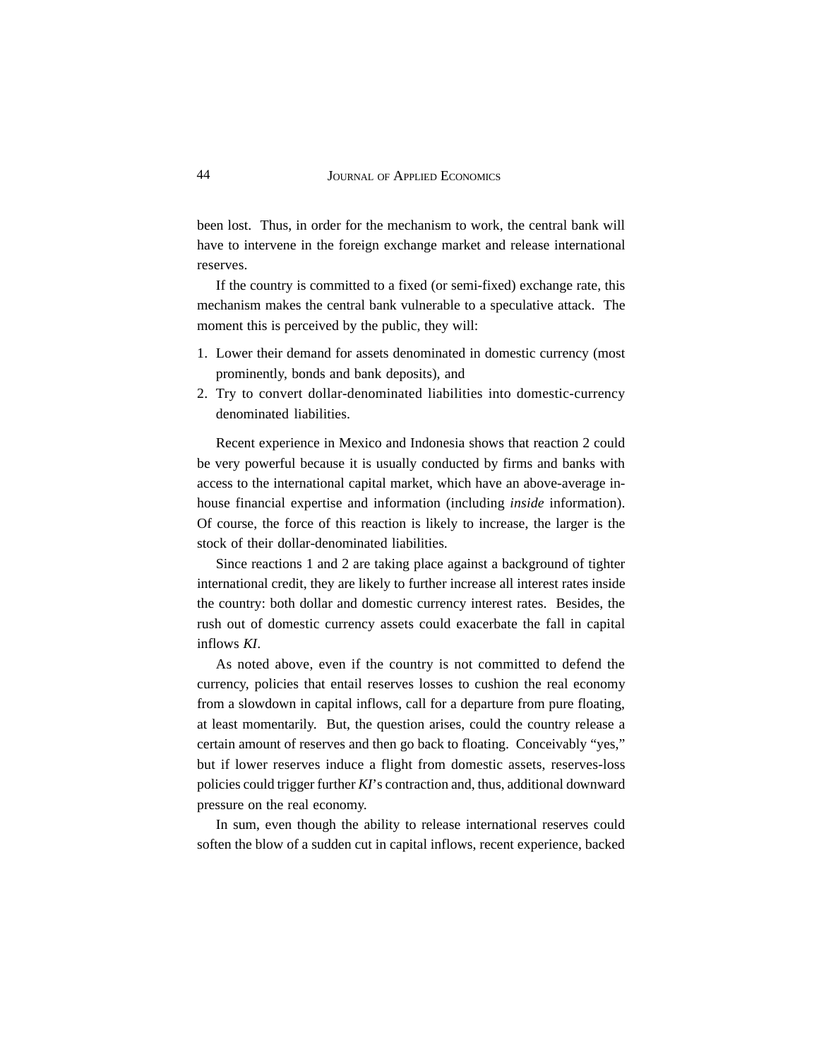been lost. Thus, in order for the mechanism to work, the central bank will have to intervene in the foreign exchange market and release international reserves.

If the country is committed to a fixed (or semi-fixed) exchange rate, this mechanism makes the central bank vulnerable to a speculative attack. The moment this is perceived by the public, they will:

1. Lower their demand for assets denominated in domestic currency (most prominently, bonds and bank deposits), and
2. Try to convert dollar-denominated liabilities into domestic-currency denominated liabilities.

Recent experience in Mexico and Indonesia shows that reaction 2 could be very powerful because it is usually conducted by firms and banks with access to the international capital market, which have an above-average in-house financial expertise and information (including *inside* information). Of course, the force of this reaction is likely to increase, the larger is the stock of their dollar-denominated liabilities.

Since reactions 1 and 2 are taking place against a background of tighter international credit, they are likely to further increase all interest rates inside the country: both dollar and domestic currency interest rates. Besides, the rush out of domestic currency assets could exacerbate the fall in capital inflows *KI*.

As noted above, even if the country is not committed to defend the currency, policies that entail reserves losses to cushion the real economy from a slowdown in capital inflows, call for a departure from pure floating, at least momentarily. But, the question arises, could the country release a certain amount of reserves and then go back to floating. Conceivably "yes," but if lower reserves induce a flight from domestic assets, reserves-loss policies could trigger further *KI*'s contraction and, thus, additional downward pressure on the real economy.

In sum, even though the ability to release international reserves could soften the blow of a sudden cut in capital inflows, recent experience, backed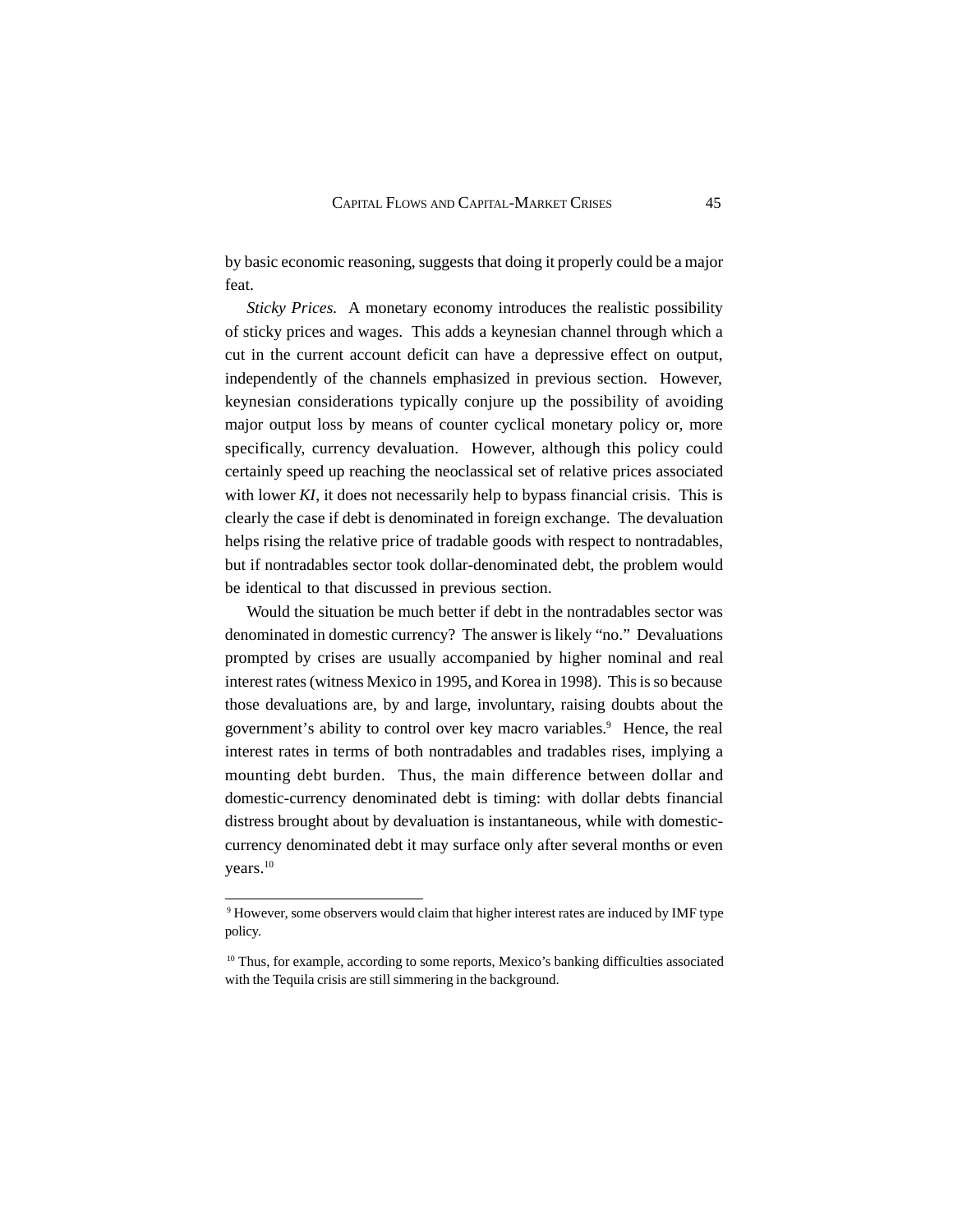by basic economic reasoning, suggests that doing it properly could be a major feat.

*Sticky Prices.* A monetary economy introduces the realistic possibility of sticky prices and wages. This adds a keynesian channel through which a cut in the current account deficit can have a depressive effect on output, independently of the channels emphasized in previous section. However, keynesian considerations typically conjure up the possibility of avoiding major output loss by means of counter cyclical monetary policy or, more specifically, currency devaluation. However, although this policy could certainly speed up reaching the neoclassical set of relative prices associated with lower *KI*, it does not necessarily help to bypass financial crisis. This is clearly the case if debt is denominated in foreign exchange. The devaluation helps rising the relative price of tradable goods with respect to nontradables, but if nontradables sector took dollar-denominated debt, the problem would be identical to that discussed in previous section.

Would the situation be much better if debt in the nontradables sector was denominated in domestic currency? The answer is likely "no." Devaluations prompted by crises are usually accompanied by higher nominal and real interest rates (witness Mexico in 1995, and Korea in 1998). This is so because those devaluations are, by and large, involuntary, raising doubts about the government's ability to control over key macro variables.[9] Hence, the real interest rates in terms of both nontradables and tradables rises, implying a mounting debt burden. Thus, the main difference between dollar and domestic-currency denominated debt is timing: with dollar debts financial distress brought about by devaluation is instantaneous, while with domestic-currency denominated debt it may surface only after several months or even years.[10]

---

[9] However, some observers would claim that higher interest rates are induced by IMF type policy.

[10] Thus, for example, according to some reports, Mexico's banking difficulties associated with the Tequila crisis are still simmering in the background.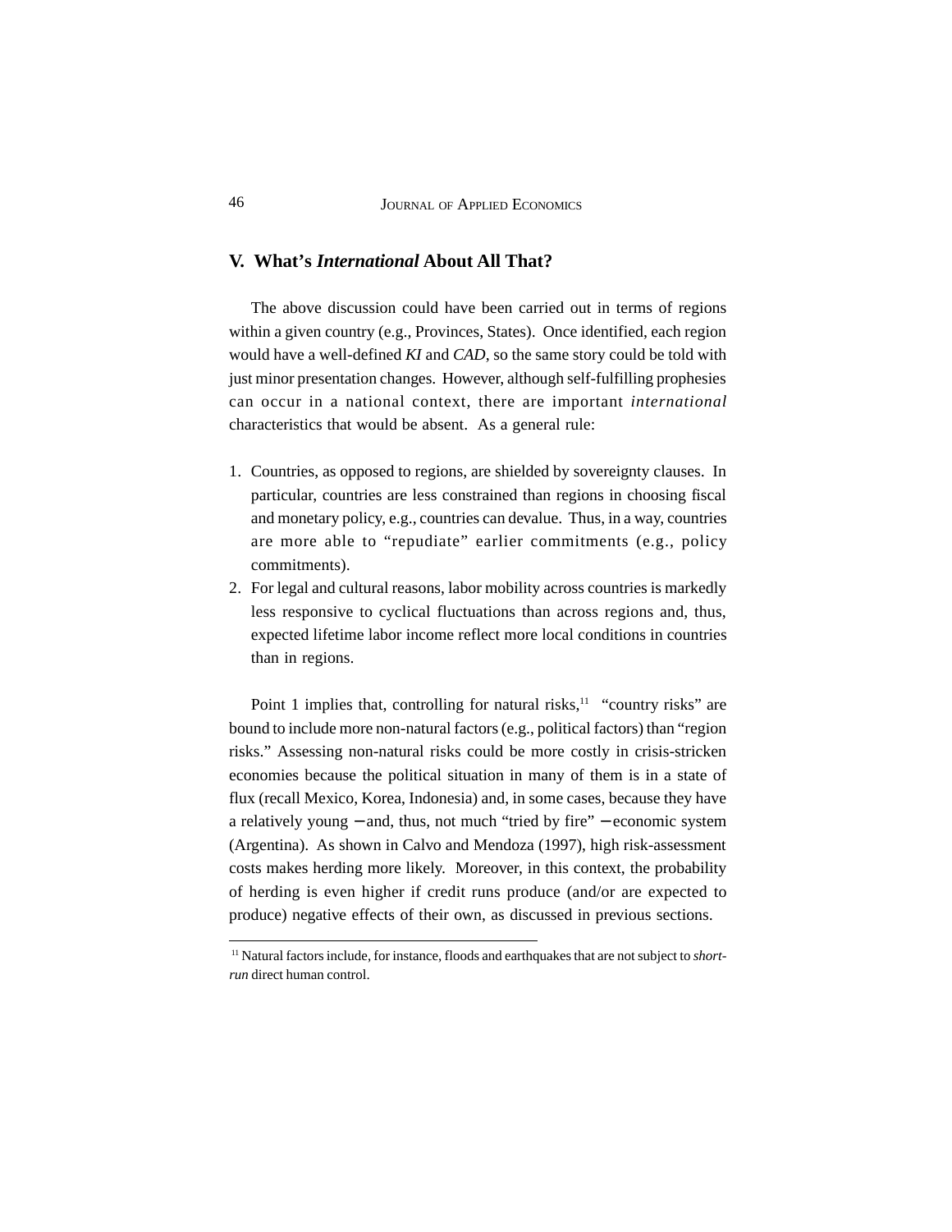## V. What's *International* About All That?

The above discussion could have been carried out in terms of regions within a given country (e.g., Provinces, States). Once identified, each region would have a well-defined *KI* and *CAD*, so the same story could be told with just minor presentation changes. However, although self-fulfilling prophesies can occur in a national context, there are important *international* characteristics that would be absent. As a general rule:

1. Countries, as opposed to regions, are shielded by sovereignty clauses. In particular, countries are less constrained than regions in choosing fiscal and monetary policy, e.g., countries can devalue. Thus, in a way, countries are more able to "repudiate" earlier commitments (e.g., policy commitments).
2. For legal and cultural reasons, labor mobility across countries is markedly less responsive to cyclical fluctuations than across regions and, thus, expected lifetime labor income reflect more local conditions in countries than in regions.

Point 1 implies that, controlling for natural risks,[11] "country risks" are bound to include more non-natural factors (e.g., political factors) than "region risks." Assessing non-natural risks could be more costly in crisis-stricken economies because the political situation in many of them is in a state of flux (recall Mexico, Korea, Indonesia) and, in some cases, because they have a relatively young − and, thus, not much "tried by fire" − economic system (Argentina). As shown in Calvo and Mendoza (1997), high risk-assessment costs makes herding more likely. Moreover, in this context, the probability of herding is even higher if credit runs produce (and/or are expected to produce) negative effects of their own, as discussed in previous sections.

---

[11] Natural factors include, for instance, floods and earthquakes that are not subject to *short-run* direct human control.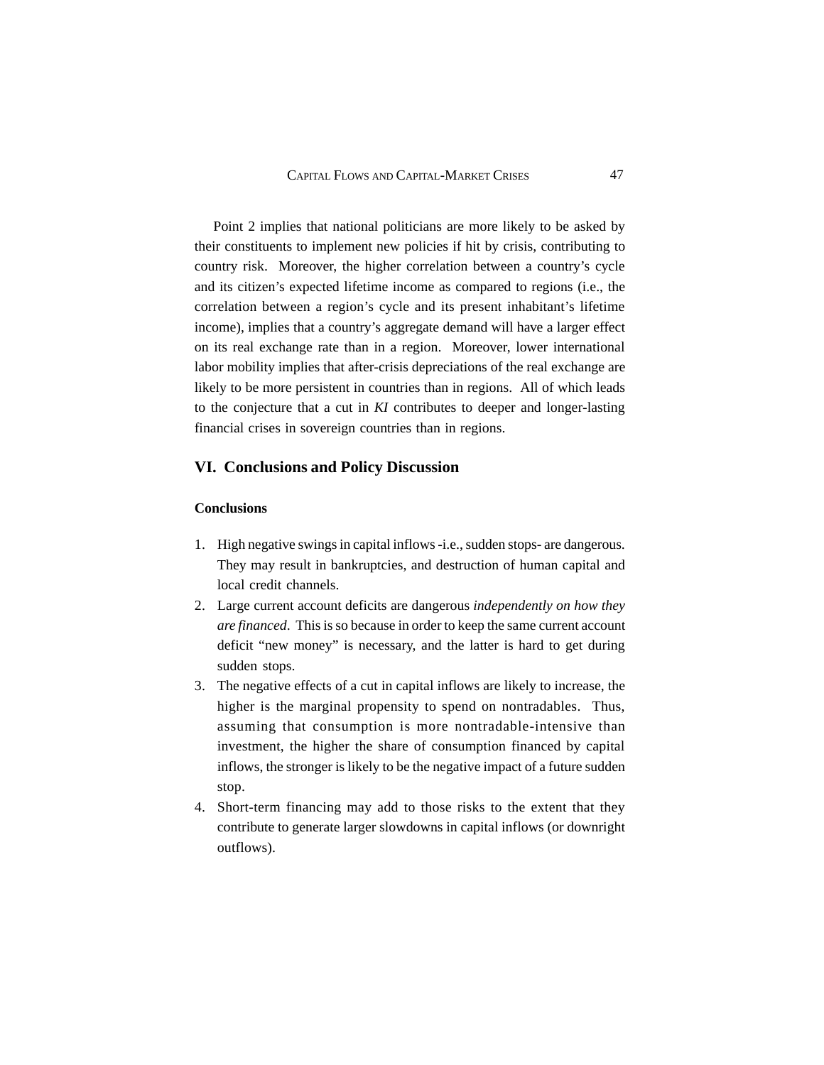Point 2 implies that national politicians are more likely to be asked by their constituents to implement new policies if hit by crisis, contributing to country risk. Moreover, the higher correlation between a country's cycle and its citizen's expected lifetime income as compared to regions (i.e., the correlation between a region's cycle and its present inhabitant's lifetime income), implies that a country's aggregate demand will have a larger effect on its real exchange rate than in a region. Moreover, lower international labor mobility implies that after-crisis depreciations of the real exchange are likely to be more persistent in countries than in regions. All of which leads to the conjecture that a cut in *KI* contributes to deeper and longer-lasting financial crises in sovereign countries than in regions.

## VI. Conclusions and Policy Discussion

### Conclusions

1. High negative swings in capital inflows -i.e., sudden stops- are dangerous. They may result in bankruptcies, and destruction of human capital and local credit channels.
2. Large current account deficits are dangerous *independently on how they are financed*. This is so because in order to keep the same current account deficit "new money" is necessary, and the latter is hard to get during sudden stops.
3. The negative effects of a cut in capital inflows are likely to increase, the higher is the marginal propensity to spend on nontradables. Thus, assuming that consumption is more nontradable-intensive than investment, the higher the share of consumption financed by capital inflows, the stronger is likely to be the negative impact of a future sudden stop.
4. Short-term financing may add to those risks to the extent that they contribute to generate larger slowdowns in capital inflows (or downright outflows).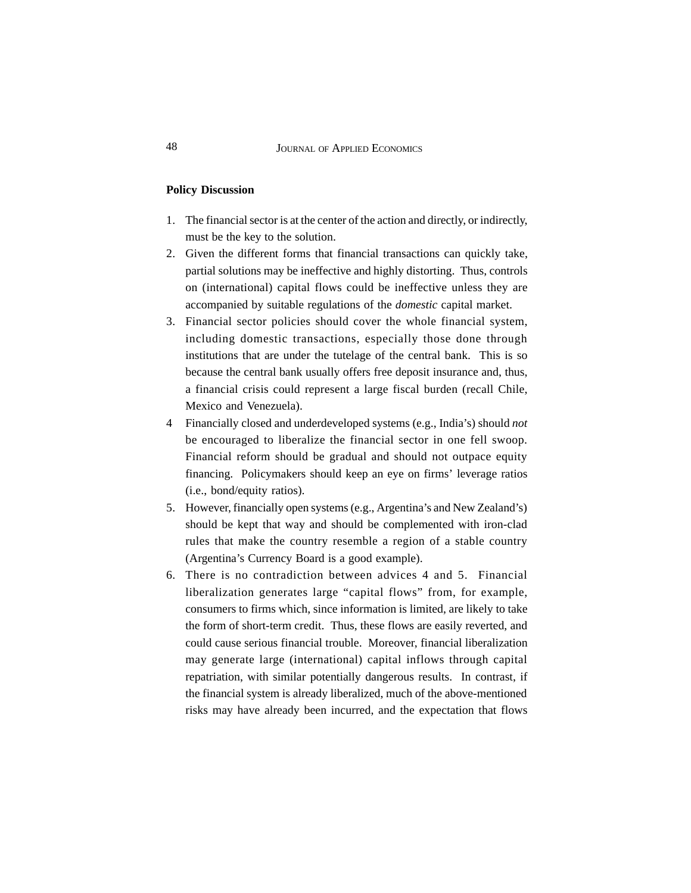**Policy Discussion**

1. The financial sector is at the center of the action and directly, or indirectly, must be the key to the solution.
2. Given the different forms that financial transactions can quickly take, partial solutions may be ineffective and highly distorting. Thus, controls on (international) capital flows could be ineffective unless they are accompanied by suitable regulations of the *domestic* capital market.
3. Financial sector policies should cover the whole financial system, including domestic transactions, especially those done through institutions that are under the tutelage of the central bank. This is so because the central bank usually offers free deposit insurance and, thus, a financial crisis could represent a large fiscal burden (recall Chile, Mexico and Venezuela).
4. Financially closed and underdeveloped systems (e.g., India's) should *not* be encouraged to liberalize the financial sector in one fell swoop. Financial reform should be gradual and should not outpace equity financing. Policymakers should keep an eye on firms' leverage ratios (i.e., bond/equity ratios).
5. However, financially open systems (e.g., Argentina's and New Zealand's) should be kept that way and should be complemented with iron-clad rules that make the country resemble a region of a stable country (Argentina's Currency Board is a good example).
6. There is no contradiction between advices 4 and 5. Financial liberalization generates large "capital flows" from, for example, consumers to firms which, since information is limited, are likely to take the form of short-term credit. Thus, these flows are easily reverted, and could cause serious financial trouble. Moreover, financial liberalization may generate large (international) capital inflows through capital repatriation, with similar potentially dangerous results. In contrast, if the financial system is already liberalized, much of the above-mentioned risks may have already been incurred, and the expectation that flows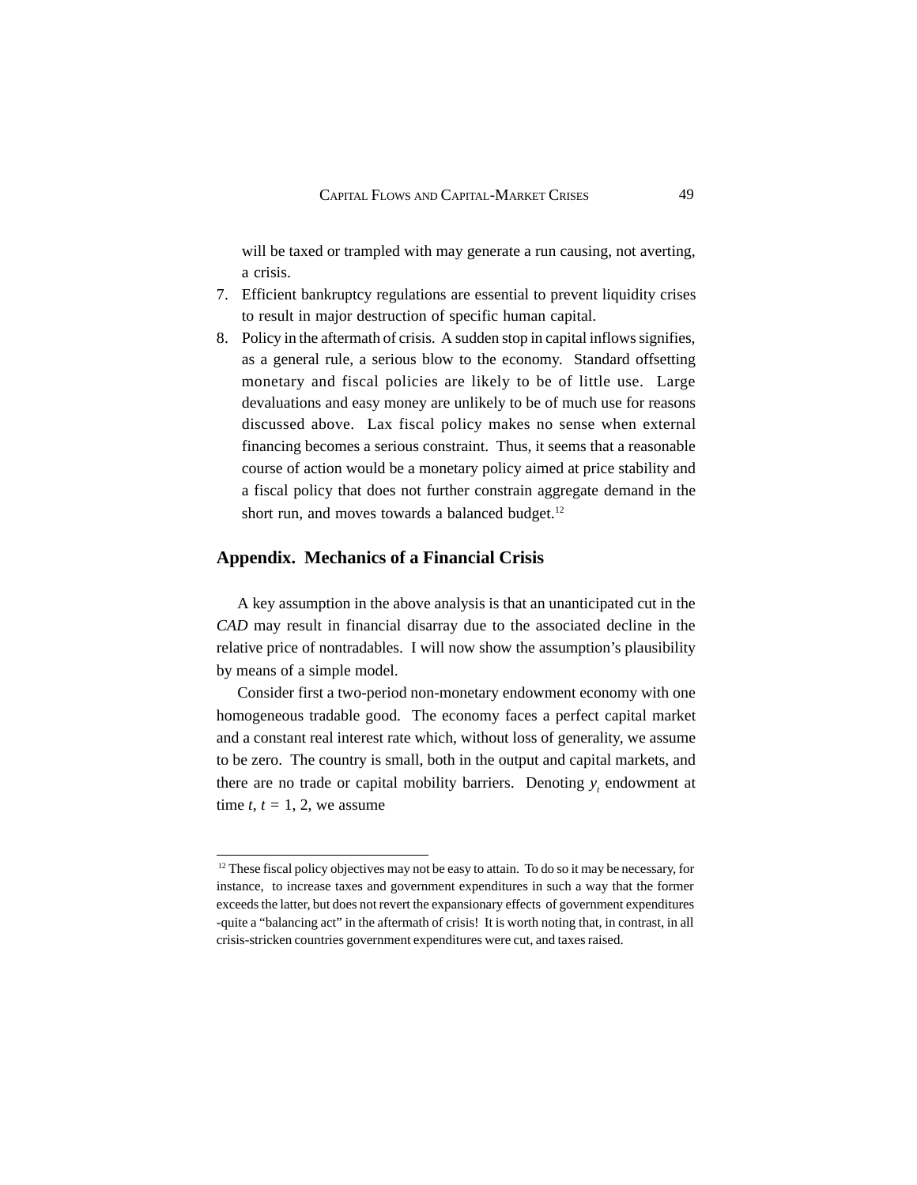will be taxed or trampled with may generate a run causing, not averting, a crisis.

7. Efficient bankruptcy regulations are essential to prevent liquidity crises to result in major destruction of specific human capital.
8. Policy in the aftermath of crisis. A sudden stop in capital inflows signifies, as a general rule, a serious blow to the economy. Standard offsetting monetary and fiscal policies are likely to be of little use. Large devaluations and easy money are unlikely to be of much use for reasons discussed above. Lax fiscal policy makes no sense when external financing becomes a serious constraint. Thus, it seems that a reasonable course of action would be a monetary policy aimed at price stability and a fiscal policy that does not further constrain aggregate demand in the short run, and moves towards a balanced budget.[12]

## Appendix. Mechanics of a Financial Crisis

A key assumption in the above analysis is that an unanticipated cut in the *CAD* may result in financial disarray due to the associated decline in the relative price of nontradables. I will now show the assumption's plausibility by means of a simple model.

Consider first a two-period non-monetary endowment economy with one homogeneous tradable good. The economy faces a perfect capital market and a constant real interest rate which, without loss of generality, we assume to be zero. The country is small, both in the output and capital markets, and there are no trade or capital mobility barriers. Denoting $y_t$ endowment at time $t$, $t = 1, 2$, we assume

---

[12] These fiscal policy objectives may not be easy to attain. To do so it may be necessary, for instance, to increase taxes and government expenditures in such a way that the former exceeds the latter, but does not revert the expansionary effects of government expenditures -quite a "balancing act" in the aftermath of crisis! It is worth noting that, in contrast, in all crisis-stricken countries government expenditures were cut, and taxes raised.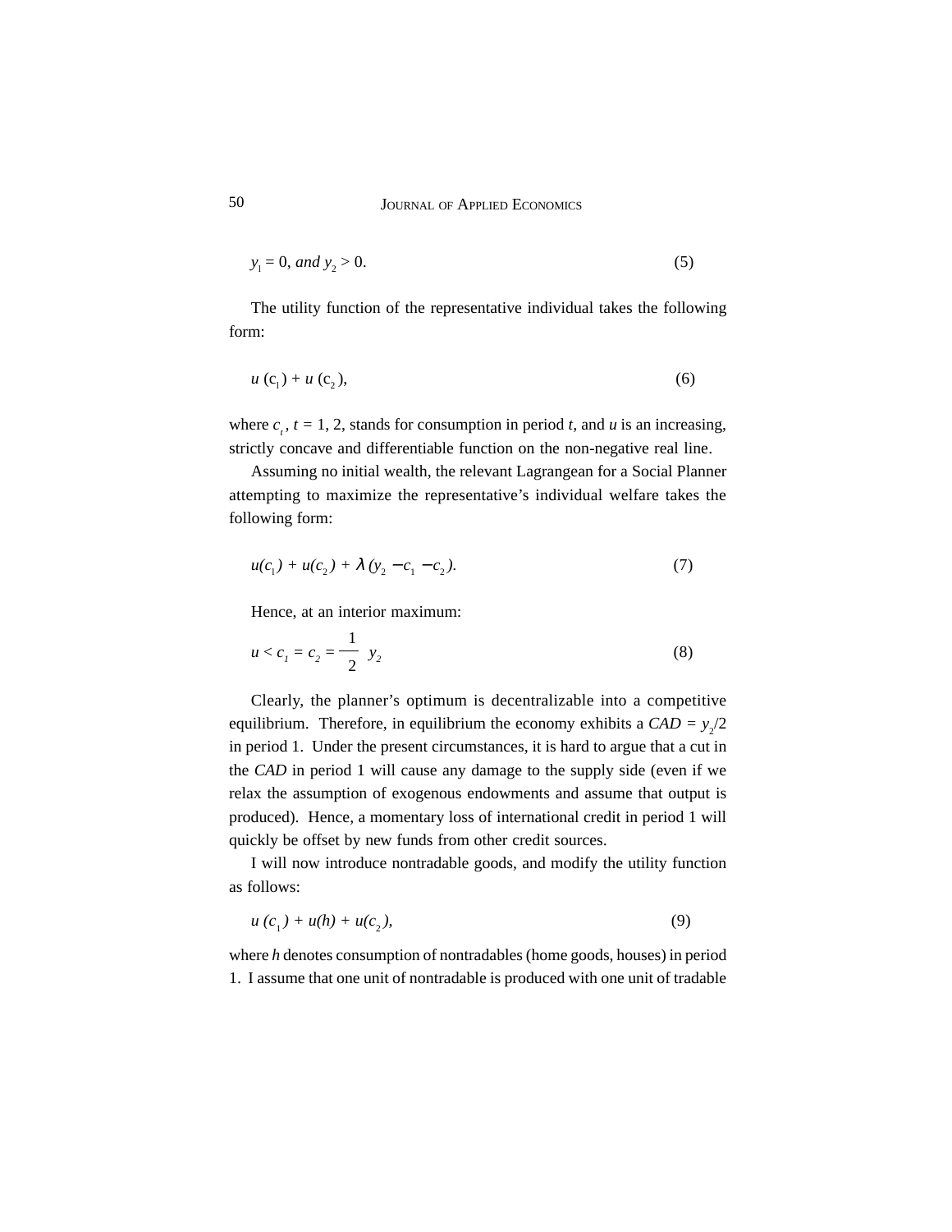$$y_1 = 0, \text{ and } y_2 > 0. \tag{5}$$

The utility function of the representative individual takes the following form:

$$u(c_1) + u(c_2), \tag{6}$$

where $c_t$, $t = 1, 2$, stands for consumption in period $t$, and $u$ is an increasing, strictly concave and differentiable function on the non-negative real line.

Assuming no initial wealth, the relevant Lagrangean for a Social Planner attempting to maximize the representative's individual welfare takes the following form:

$$u(c_1) + u(c_2) + \lambda\,(y_2 - c_1 - c_2). \tag{7}$$

Hence, at an interior maximum:

$$u < c_1 = c_2 = \frac{1}{2}\; y_2 \tag{8}$$

Clearly, the planner's optimum is decentralizable into a competitive equilibrium. Therefore, in equilibrium the economy exhibits a $CAD = y_2/2$ in period 1. Under the present circumstances, it is hard to argue that a cut in the *CAD* in period 1 will cause any damage to the supply side (even if we relax the assumption of exogenous endowments and assume that output is produced). Hence, a momentary loss of international credit in period 1 will quickly be offset by new funds from other credit sources.

I will now introduce nontradable goods, and modify the utility function as follows:

$$u(c_1) + u(h) + u(c_2), \tag{9}$$

where $h$ denotes consumption of nontradables (home goods, houses) in period 1. I assume that one unit of nontradable is produced with one unit of tradable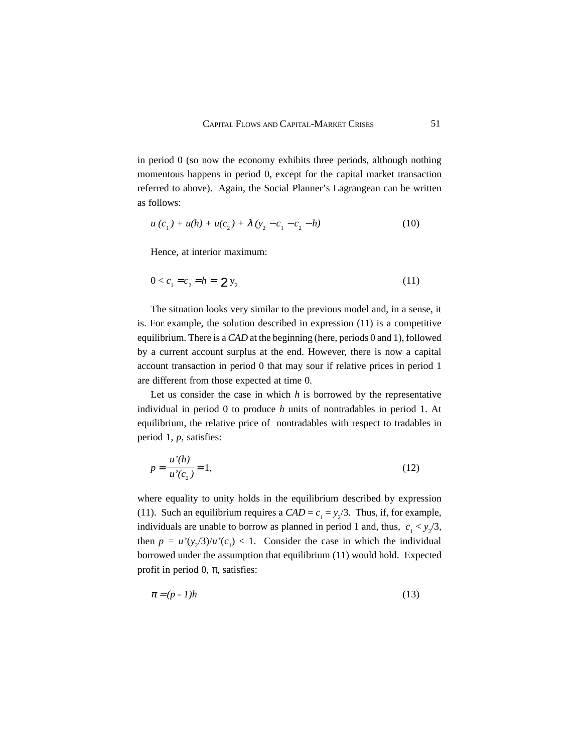in period 0 (so now the economy exhibits three periods, although nothing momentous happens in period 0, except for the capital market transaction referred to above). Again, the Social Planner's Lagrangean can be written as follows:

$$u(c_1) + u(h) + u(c_2) + \lambda(y_2 - c_1 - c_2 - h) \tag{10}$$

Hence, at interior maximum:

$$0 < c_1 = c_2 = h = 2\, y_2 \tag{11}$$

The situation looks very similar to the previous model and, in a sense, it is. For example, the solution described in expression (11) is a competitive equilibrium. There is a *CAD* at the beginning (here, periods 0 and 1), followed by a current account surplus at the end. However, there is now a capital account transaction in period 0 that may sour if relative prices in period 1 are different from those expected at time 0.

Let us consider the case in which $h$ is borrowed by the representative individual in period 0 to produce $h$ units of nontradables in period 1. At equilibrium, the relative price of nontradables with respect to tradables in period 1, $p$, satisfies:

$$p = \frac{u'(h)}{u'(c_2)} = 1, \tag{12}$$

where equality to unity holds in the equilibrium described by expression (11). Such an equilibrium requires a $CAD = c_1 = y_2/3$. Thus, if, for example, individuals are unable to borrow as planned in period 1 and, thus, $c_1 < y_2/3$, then $p = u'(y_2/3)/u'(c_1) < 1$. Consider the case in which the individual borrowed under the assumption that equilibrium (11) would hold. Expected profit in period 0, $\pi$, satisfies:

$$\pi = (p - 1)h \tag{13}$$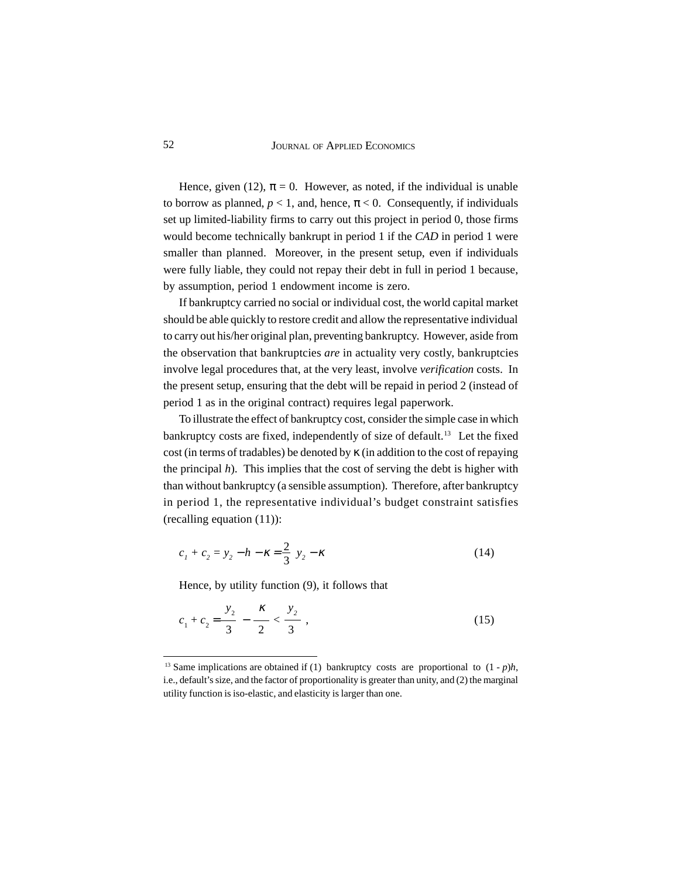Hence, given (12), $\pi = 0$. However, as noted, if the individual is unable to borrow as planned, $p < 1$, and, hence, $\pi < 0$. Consequently, if individuals set up limited-liability firms to carry out this project in period 0, those firms would become technically bankrupt in period 1 if the *CAD* in period 1 were smaller than planned. Moreover, in the present setup, even if individuals were fully liable, they could not repay their debt in full in period 1 because, by assumption, period 1 endowment income is zero.

If bankruptcy carried no social or individual cost, the world capital market should be able quickly to restore credit and allow the representative individual to carry out his/her original plan, preventing bankruptcy. However, aside from the observation that bankruptcies *are* in actuality very costly, bankruptcies involve legal procedures that, at the very least, involve *verification* costs. In the present setup, ensuring that the debt will be repaid in period 2 (instead of period 1 as in the original contract) requires legal paperwork.

To illustrate the effect of bankruptcy cost, consider the simple case in which bankruptcy costs are fixed, independently of size of default.[13] Let the fixed cost (in terms of tradables) be denoted by $\kappa$ (in addition to the cost of repaying the principal $h$). This implies that the cost of serving the debt is higher with than without bankruptcy (a sensible assumption). Therefore, after bankruptcy in period 1, the representative individual's budget constraint satisfies (recalling equation (11)):

$$c_1 + c_2 = y_2 - h - \kappa = \frac{2}{3}\, y_2 - \kappa \tag{14}$$

Hence, by utility function (9), it follows that

$$c_1 + c_2 = \frac{y_2}{3} - \frac{\kappa}{2} < \frac{y_2}{3}\ , \tag{15}$$

[13] Same implications are obtained if (1) bankruptcy costs are proportional to $(1 - p)h$, i.e., default's size, and the factor of proportionality is greater than unity, and (2) the marginal utility function is iso-elastic, and elasticity is larger than one.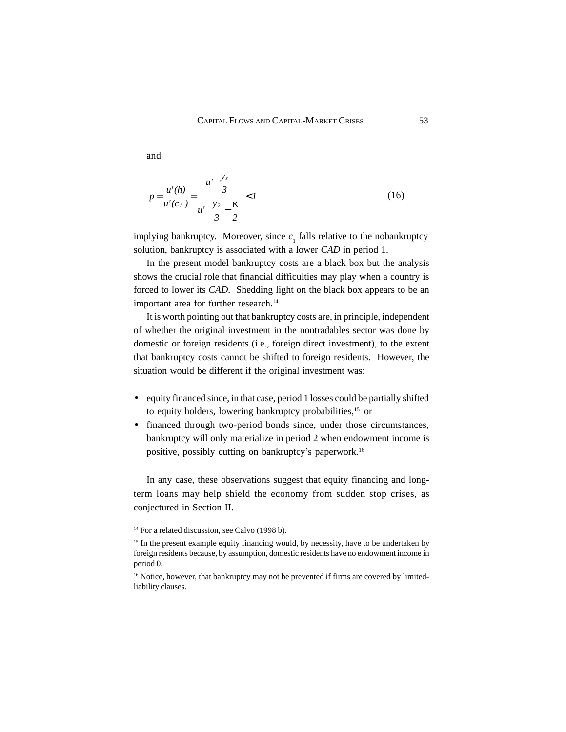and

$$p = \frac{u'(h)}{u'(c_1)} = \frac{u'\left(\frac{y_s}{3}\right)}{u'\left(\frac{y_2}{3} - \frac{\kappa}{2}\right)} < 1 \tag{16}$$

implying bankruptcy. Moreover, since $c_1$ falls relative to the nobankruptcy solution, bankruptcy is associated with a lower *CAD* in period 1.

In the present model bankruptcy costs are a black box but the analysis shows the crucial role that financial difficulties may play when a country is forced to lower its *CAD*. Shedding light on the black box appears to be an important area for further research.[14]

It is worth pointing out that bankruptcy costs are, in principle, independent of whether the original investment in the nontradables sector was done by domestic or foreign residents (i.e., foreign direct investment), to the extent that bankruptcy costs cannot be shifted to foreign residents. However, the situation would be different if the original investment was:

- equity financed since, in that case, period 1 losses could be partially shifted to equity holders, lowering bankruptcy probabilities,[15] or
- financed through two-period bonds since, under those circumstances, bankruptcy will only materialize in period 2 when endowment income is positive, possibly cutting on bankruptcy's paperwork.[16]

In any case, these observations suggest that equity financing and long-term loans may help shield the economy from sudden stop crises, as conjectured in Section II.

---

[14] For a related discussion, see Calvo (1998 b).

[15] In the present example equity financing would, by necessity, have to be undertaken by foreign residents because, by assumption, domestic residents have no endowment income in period 0.

[16] Notice, however, that bankruptcy may not be prevented if firms are covered by limited-liability clauses.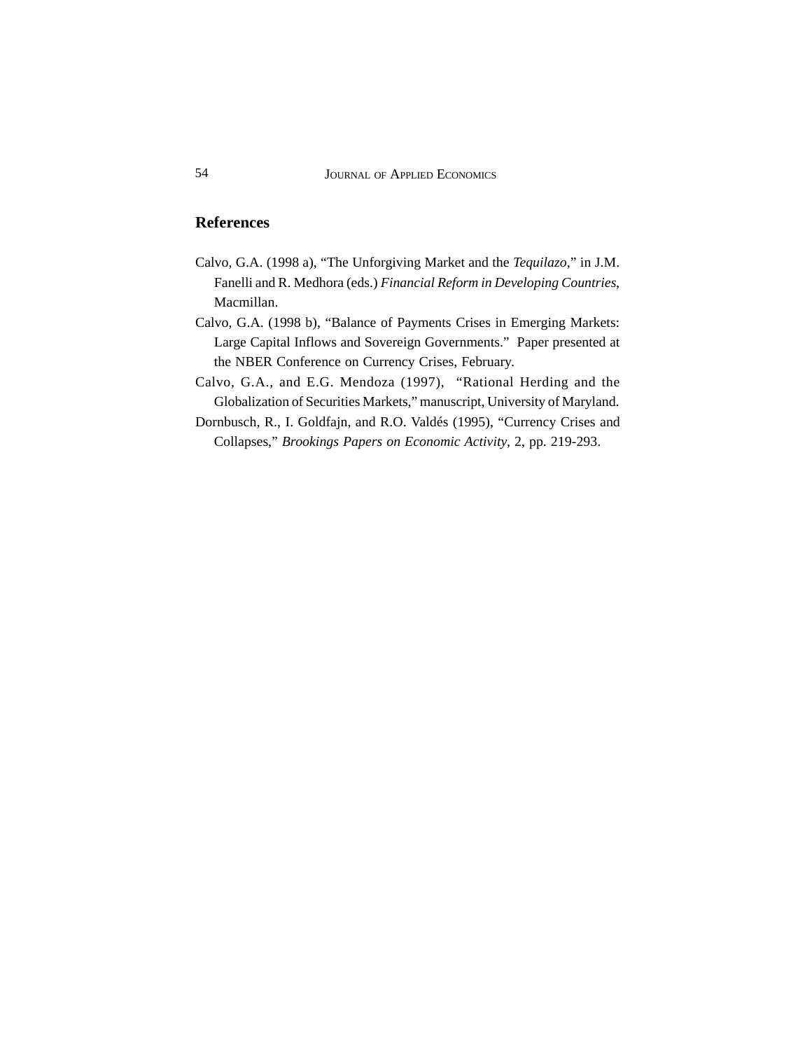## References

Calvo, G.A. (1998 a), "The Unforgiving Market and the *Tequilazo*," in J.M. Fanelli and R. Medhora (eds.) *Financial Reform in Developing Countries*, Macmillan.

Calvo, G.A. (1998 b), "Balance of Payments Crises in Emerging Markets: Large Capital Inflows and Sovereign Governments." Paper presented at the NBER Conference on Currency Crises, February.

Calvo, G.A., and E.G. Mendoza (1997), "Rational Herding and the Globalization of Securities Markets," manuscript, University of Maryland.

Dornbusch, R., I. Goldfajn, and R.O. Valdés (1995), "Currency Crises and Collapses," *Brookings Papers on Economic Activity*, 2, pp. 219-293.